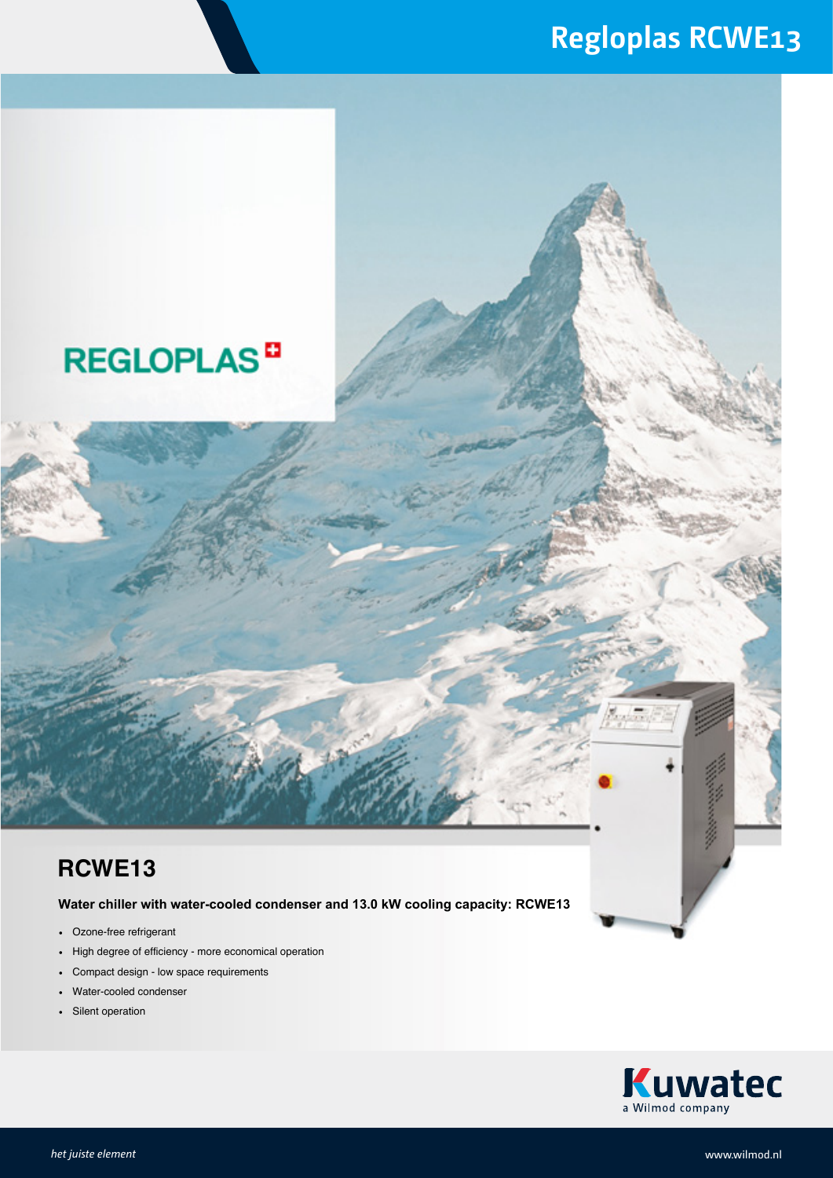# Regloplas RCWE13

REGLOPLAS

## RCWE13

**Water chiller with water-cooled condenser and 13.0 kW cooling capacity: RCWE13**

- Ozone-free refrigerant
- High degree of efficiency - more economical operation
- Compact design - low space requirements
- Water-cooled condenser
- Silent operation

Kuwatec
a Wilmod company

*het juiste element*

www.wilmod.nl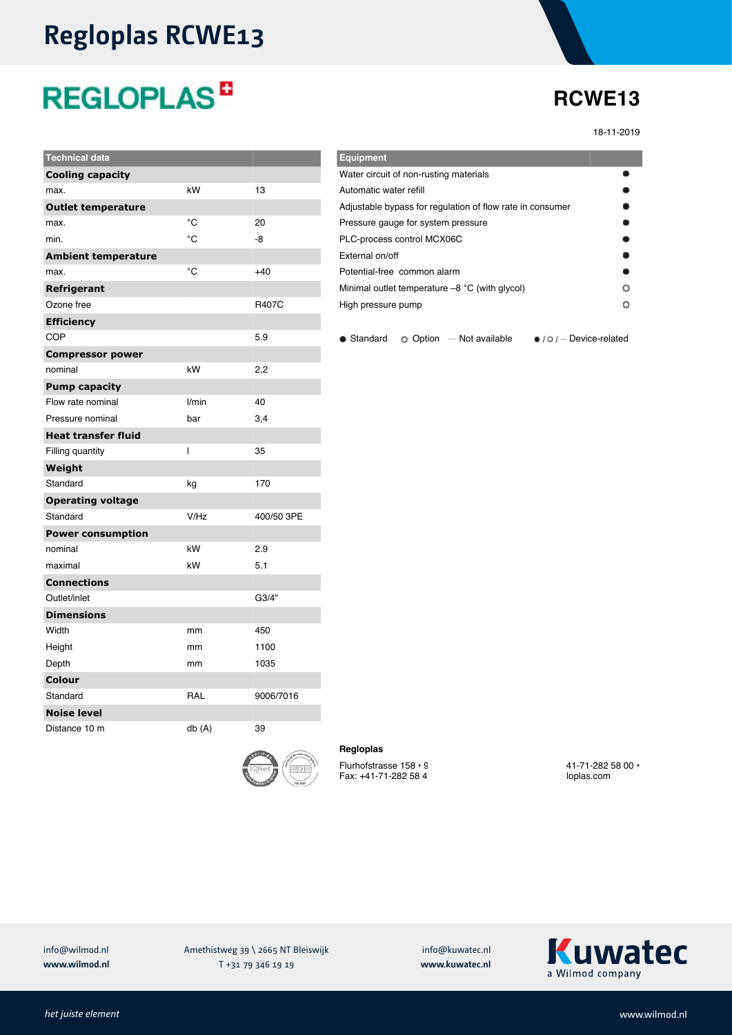# Regloplas RCWE13

REGLOPLAS

## RCWE13

18-11-2019

| Technical data | | |
|---|---|---|
| **Cooling capacity** | | |
| max. | kW | 13 |
| **Outlet temperature** | | |
| max. | °C | 20 |
| min. | °C | -8 |
| **Ambient temperature** | | |
| max. | °C | +40 |
| **Refrigerant** | | |
| Ozone free | | R407C |
| **Efficiency** | | |
| COP | | 5.9 |
| **Compressor power** | | |
| nominal | kW | 2,2 |
| **Pump capacity** | | |
| Flow rate nominal | l/min | 40 |
| Pressure nominal | bar | 3,4 |
| **Heat transfer fluid** | | |
| Filling quantity | l | 35 |
| **Weight** | | |
| Standard | kg | 170 |
| **Operating voltage** | | |
| Standard | V/Hz | 400/50 3PE |
| **Power consumption** | | |
| nominal | kW | 2.9 |
| maximal | kW | 5.1 |
| **Connections** | | |
| Outlet/inlet | | G3/4" |
| **Dimensions** | | |
| Width | mm | 450 |
| Height | mm | 1100 |
| Depth | mm | 1035 |
| **Colour** | | |
| Standard | RAL | 9006/7016 |
| **Noise level** | | |
| Distance 10 m | db (A) | 39 |

| Equipment | |
|---|---|
| Water circuit of non-rusting materials | ● |
| Automatic water refill | ● |
| Adjustable bypass for regulation of flow rate in consumer | ● |
| Pressure gauge for system pressure | ● |
| PLC-process control MCX06C | ● |
| External on/off | ● |
| Potential-free common alarm | ● |
| Minimal outlet temperature –8 °C (with glycol) | ○ |
| High pressure pump | ○ |

● Standard ○ Option – Not available ● / ○ / – Device-related

**Regloplas**

Flurhofstrasse 158 • 9 ... 41-71-282 58 00 •
Fax: +41-71-282 58 4 ... loplas.com

info@wilmod.nl
**www.wilmod.nl**

Amethistweg 39 \ 2665 NT Bleiswijk
T +31 79 346 19 19

info@kuwatec.nl
**www.kuwatec.nl**

Kuwatec
a Wilmod company

*het juiste element*

www.wilmod.nl